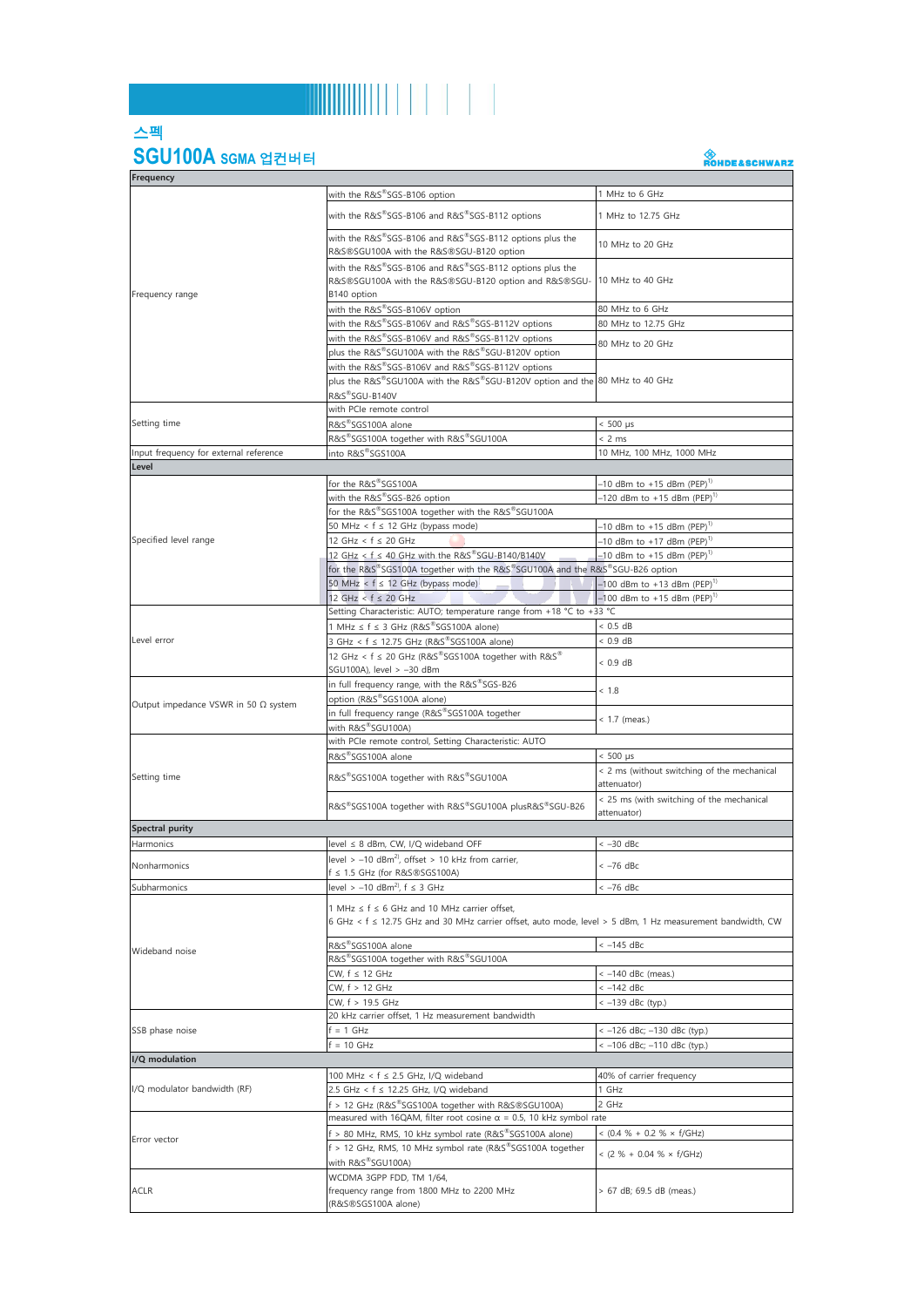## 스펙

# SGU100A SGMA 업컨버터

| | | |
|---|---|---|
| **Frequency** | | |
| Frequency range | with the R&S®SGS-B106 option | 1 MHz to 6 GHz |
| | with the R&S®SGS-B106 and R&S®SGS-B112 options | 1 MHz to 12.75 GHz |
| | with the R&S®SGS-B106 and R&S®SGS-B112 options plus the R&S®SGU100A with the R&S®SGU-B120 option | 10 MHz to 20 GHz |
| | with the R&S®SGS-B106 and R&S®SGS-B112 options plus the R&S®SGU100A with the R&S®SGU-B120 option and R&S®SGU-B140 option | 10 MHz to 40 GHz |
| | with the R&S®SGS-B106V option | 80 MHz to 6 GHz |
| | with the R&S®SGS-B106V and R&S®SGS-B112V options | 80 MHz to 12.75 GHz |
| | with the R&S®SGS-B106V and R&S®SGS-B112V options plus the R&S®SGU100A with the R&S®SGU-B120V option | 80 MHz to 20 GHz |
| | with the R&S®SGS-B106V and R&S®SGS-B112V options plus the R&S®SGU100A with the R&S®SGU-B120V option and the R&S®SGU-B140V | 80 MHz to 40 GHz |
| Setting time | with PCIe remote control | |
| | R&S®SGS100A alone | < 500 µs |
| | R&S®SGS100A together with R&S®SGU100A | < 2 ms |
| Input frequency for external reference | into R&S®SGS100A | 10 MHz, 100 MHz, 1000 MHz |
| **Level** | | |
| Specified level range | for the R&S®SGS100A | –10 dBm to +15 dBm (PEP)[1] |
| | with the R&S®SGS-B26 option | –120 dBm to +15 dBm (PEP)[1] |
| | for the R&S®SGS100A together with the R&S®SGU100A | |
| | 50 MHz < f ≤ 12 GHz (bypass mode) | –10 dBm to +15 dBm (PEP)[1] |
| | 12 GHz < f ≤ 20 GHz | –10 dBm to +17 dBm (PEP)[1] |
| | 12 GHz < f ≤ 40 GHz with the R&S®SGU-B140/B140V | –10 dBm to +15 dBm (PEP)[1] |
| | for the R&S®SGS100A together with the R&S®SGU100A and the R&S®SGU-B26 option | |
| | 50 MHz < f ≤ 12 GHz (bypass mode) | –100 dBm to +13 dBm (PEP)[1] |
| | 12 GHz < f ≤ 20 GHz | –100 dBm to +15 dBm (PEP)[1] |
| Level error | Setting Characteristic: AUTO; temperature range from +18 °C to +33 °C | |
| | 1 MHz ≤ f ≤ 3 GHz (R&S®SGS100A alone) | < 0.5 dB |
| | 3 GHz < f ≤ 12.75 GHz (R&S®SGS100A alone) | < 0.9 dB |
| | 12 GHz < f ≤ 20 GHz (R&S®SGS100A together with R&S®SGU100A), level > –30 dBm | < 0.9 dB |
| Output impedance VSWR in 50 Ω system | in full frequency range, with the R&S®SGS-B26 option (R&S®SGS100A alone) | < 1.8 |
| | in full frequency range (R&S®SGS100A together with R&S®SGU100A) | < 1.7 (meas.) |
| Setting time | with PCIe remote control, Setting Characteristic: AUTO | |
| | R&S®SGS100A alone | < 500 µs |
| | R&S®SGS100A together with R&S®SGU100A | < 2 ms (without switching of the mechanical attenuator) |
| | R&S®SGS100A together with R&S®SGU100A plusR&S®SGU-B26 | < 25 ms (with switching of the mechanical attenuator) |
| **Spectral purity** | | |
| Harmonics | level ≤ 8 dBm, CW, I/Q wideband OFF | < –30 dBc |
| Nonharmonics | level > –10 dBm[2], offset > 10 kHz from carrier, f ≤ 1.5 GHz (for R&S®SGS100A) | < –76 dBc |
| Subharmonics | level > –10 dBm[2], f ≤ 3 GHz | < –76 dBc |
| Wideband noise | 1 MHz ≤ f ≤ 6 GHz and 10 MHz carrier offset, 6 GHz < f ≤ 12.75 GHz and 30 MHz carrier offset, auto mode, level > 5 dBm, 1 Hz measurement bandwidth, CW | |
| | R&S®SGS100A alone | < –145 dBc |
| | R&S®SGS100A together with R&S®SGU100A | |
| | CW, f ≤ 12 GHz | < –140 dBc (meas.) |
| | CW, f > 12 GHz | < –142 dBc |
| | CW, f > 19.5 GHz | < –139 dBc (typ.) |
| SSB phase noise | 20 kHz carrier offset, 1 Hz measurement bandwidth | |
| | f = 1 GHz | < –126 dBc; –130 dBc (typ.) |
| | f = 10 GHz | < –106 dBc; –110 dBc (typ.) |
| **I/Q modulation** | | |
| I/Q modulator bandwidth (RF) | 100 MHz < f ≤ 2.5 GHz, I/Q wideband | 40% of carrier frequency |
| | 2.5 GHz < f ≤ 12.25 GHz, I/Q wideband | 1 GHz |
| | f > 12 GHz (R&S®SGS100A together with R&S®SGU100A) | 2 GHz |
| Error vector | measured with 16QAM, filter root cosine α = 0.5, 10 kHz symbol rate | |
| | f > 80 MHz, RMS, 10 kHz symbol rate (R&S®SGS100A alone) | < (0.4 % + 0.2 % × f/GHz) |
| | f > 12 GHz, RMS, 10 MHz symbol rate (R&S®SGS100A together with R&S®SGU100A) | < (2 % + 0.04 % × f/GHz) |
| ACLR | WCDMA 3GPP FDD, TM 1/64, frequency range from 1800 MHz to 2200 MHz (R&S®SGS100A alone) | > 67 dB; 69.5 dB (meas.) |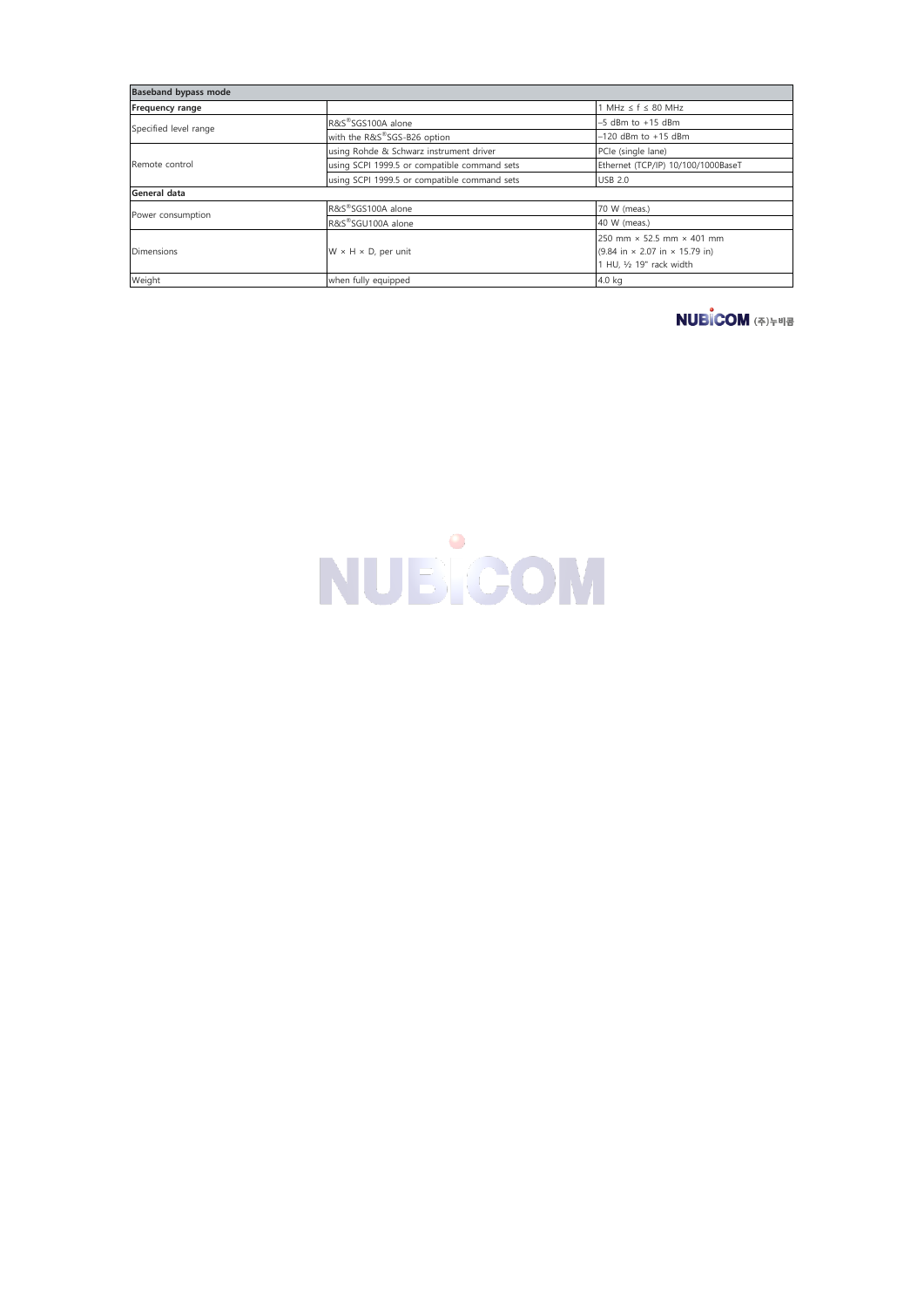| Baseband bypass mode | | |
|---|---|---|
| **Frequency range** | | 1 MHz ≤ f ≤ 80 MHz |
| Specified level range | R&S®SGS100A alone | –5 dBm to +15 dBm |
| | with the R&S®SGS-B26 option | –120 dBm to +15 dBm |
| Remote control | using Rohde & Schwarz instrument driver | PCIe (single lane) |
| | using SCPI 1999.5 or compatible command sets | Ethernet (TCP/IP) 10/100/1000BaseT |
| | using SCPI 1999.5 or compatible command sets | USB 2.0 |
| **General data** | | |
| Power consumption | R&S®SGS100A alone | 70 W (meas.) |
| | R&S®SGU100A alone | 40 W (meas.) |
| Dimensions | W × H × D, per unit | 250 mm × 52.5 mm × 401 mm<br>(9.84 in × 2.07 in × 15.79 in)<br>1 HU, ½ 19" rack width |
| Weight | when fully equipped | 4.0 kg |

NUBICOM (주)누비콤